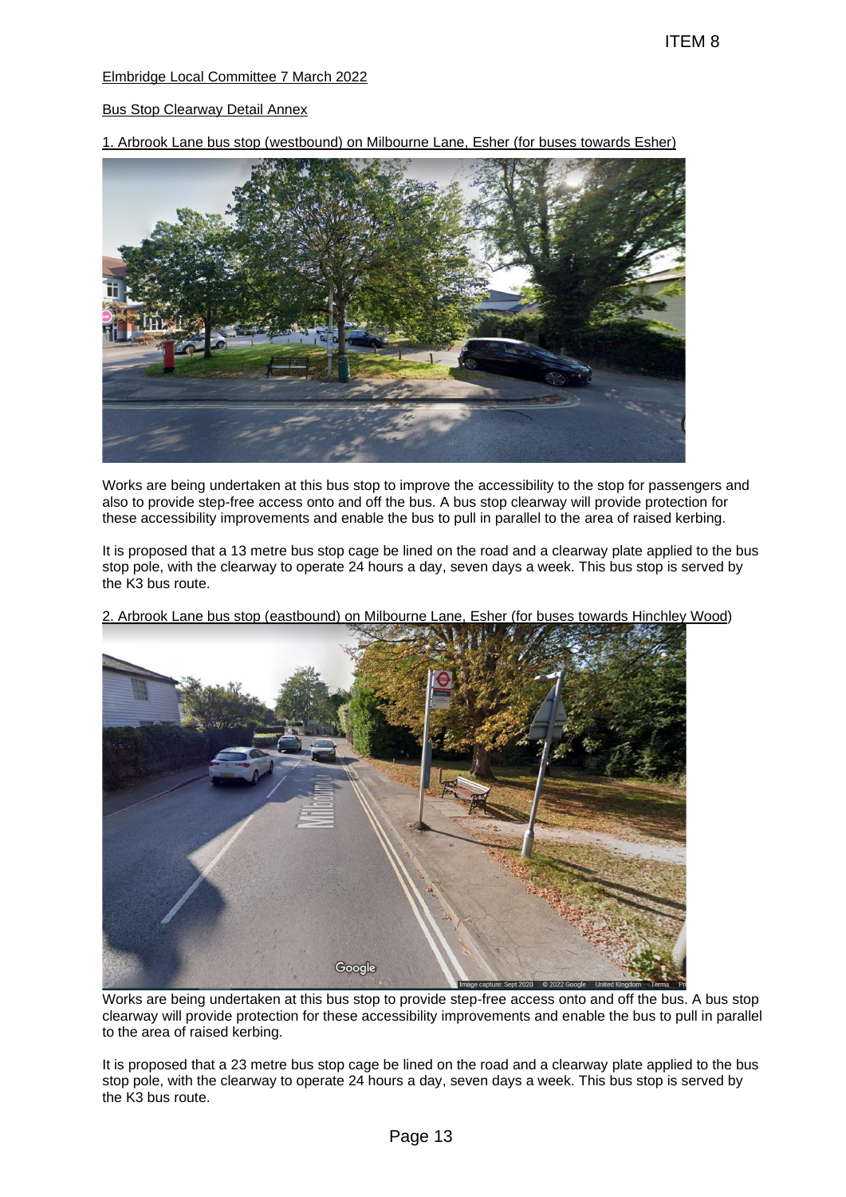Elmbridge Local Committee 7 March 2022

Bus Stop Clearway Detail Annex

1. Arbrook Lane bus stop (westbound) on Milbourne Lane, Esher (for buses towards Esher)

Works are being undertaken at this bus stop to improve the accessibility to the stop for passengers and also to provide step-free access onto and off the bus. A bus stop clearway will provide protection for these accessibility improvements and enable the bus to pull in parallel to the area of raised kerbing.

It is proposed that a 13 metre bus stop cage be lined on the road and a clearway plate applied to the bus stop pole, with the clearway to operate 24 hours a day, seven days a week. This bus stop is served by the K3 bus route.

2. Arbrook Lane bus stop (eastbound) on Milbourne Lane, Esher (for buses towards Hinchley Wood)

Works are being undertaken at this bus stop to provide step-free access onto and off the bus. A bus stop clearway will provide protection for these accessibility improvements and enable the bus to pull in parallel to the area of raised kerbing.

It is proposed that a 23 metre bus stop cage be lined on the road and a clearway plate applied to the bus stop pole, with the clearway to operate 24 hours a day, seven days a week. This bus stop is served by the K3 bus route.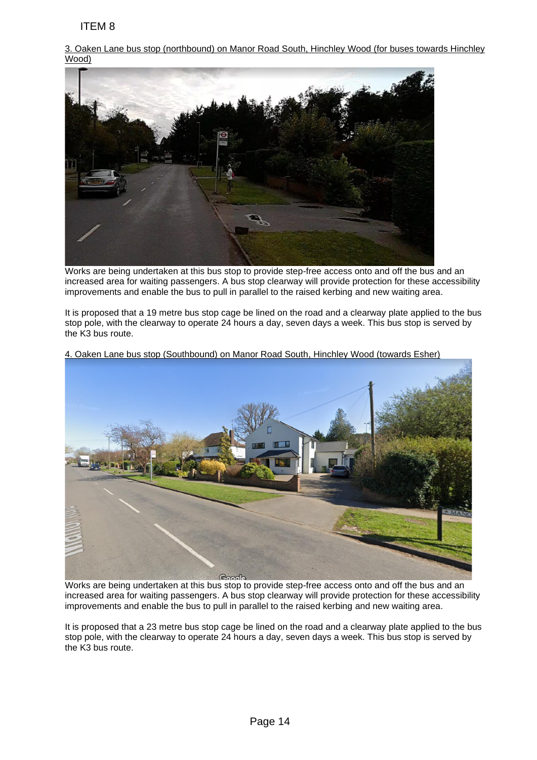ITEM 8

3. Oaken Lane bus stop (northbound) on Manor Road South, Hinchley Wood (for buses towards Hinchley Wood)

Works are being undertaken at this bus stop to provide step-free access onto and off the bus and an increased area for waiting passengers. A bus stop clearway will provide protection for these accessibility improvements and enable the bus to pull in parallel to the raised kerbing and new waiting area.

It is proposed that a 19 metre bus stop cage be lined on the road and a clearway plate applied to the bus stop pole, with the clearway to operate 24 hours a day, seven days a week. This bus stop is served by the K3 bus route.

4. Oaken Lane bus stop (Southbound) on Manor Road South, Hinchley Wood (towards Esher)

Works are being undertaken at this bus stop to provide step-free access onto and off the bus and an increased area for waiting passengers. A bus stop clearway will provide protection for these accessibility improvements and enable the bus to pull in parallel to the raised kerbing and new waiting area.

It is proposed that a 23 metre bus stop cage be lined on the road and a clearway plate applied to the bus stop pole, with the clearway to operate 24 hours a day, seven days a week. This bus stop is served by the K3 bus route.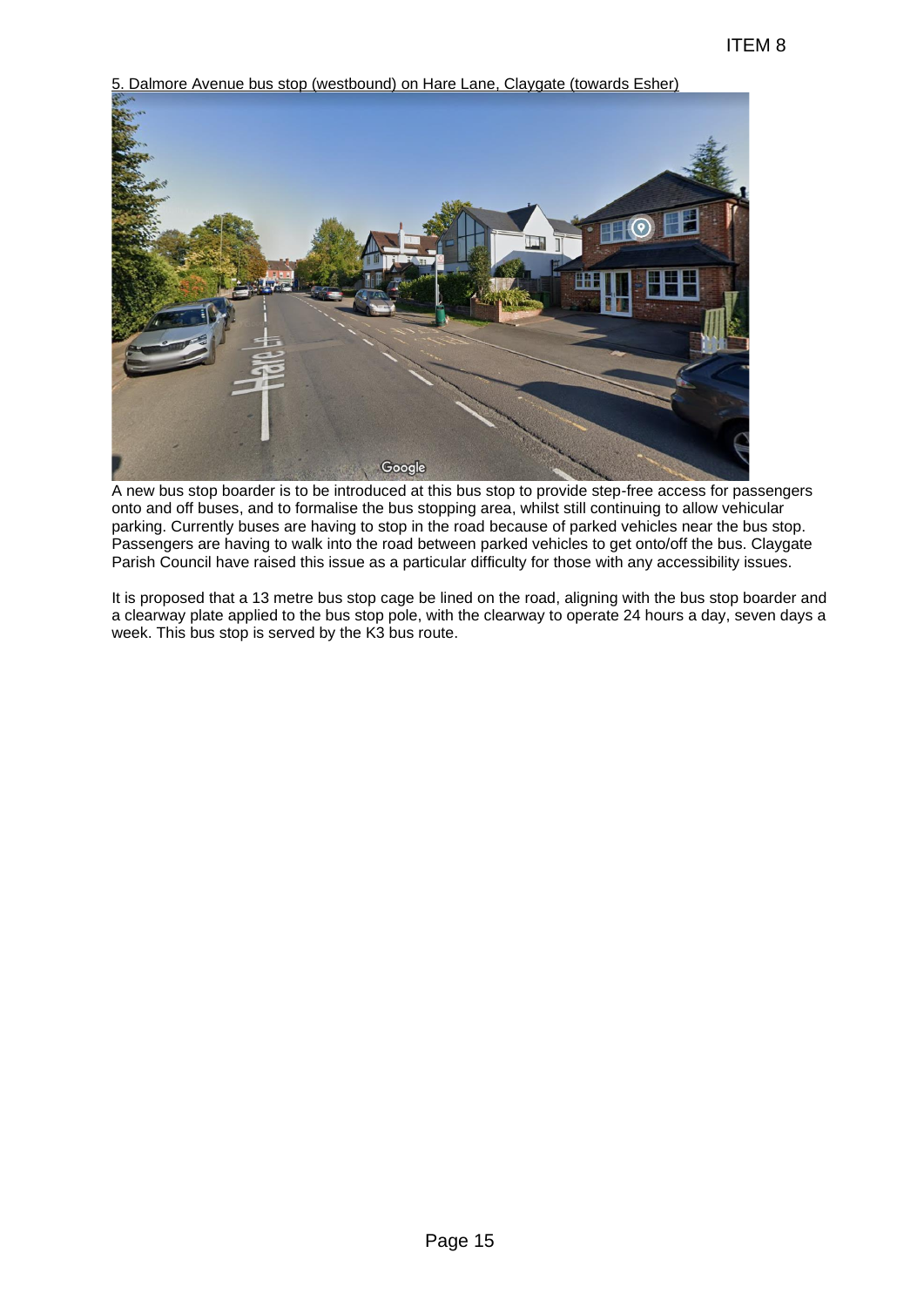5. Dalmore Avenue bus stop (westbound) on Hare Lane, Claygate (towards Esher)

A new bus stop boarder is to be introduced at this bus stop to provide step-free access for passengers onto and off buses, and to formalise the bus stopping area, whilst still continuing to allow vehicular parking. Currently buses are having to stop in the road because of parked vehicles near the bus stop. Passengers are having to walk into the road between parked vehicles to get onto/off the bus. Claygate Parish Council have raised this issue as a particular difficulty for those with any accessibility issues.

It is proposed that a 13 metre bus stop cage be lined on the road, aligning with the bus stop boarder and a clearway plate applied to the bus stop pole, with the clearway to operate 24 hours a day, seven days a week. This bus stop is served by the K3 bus route.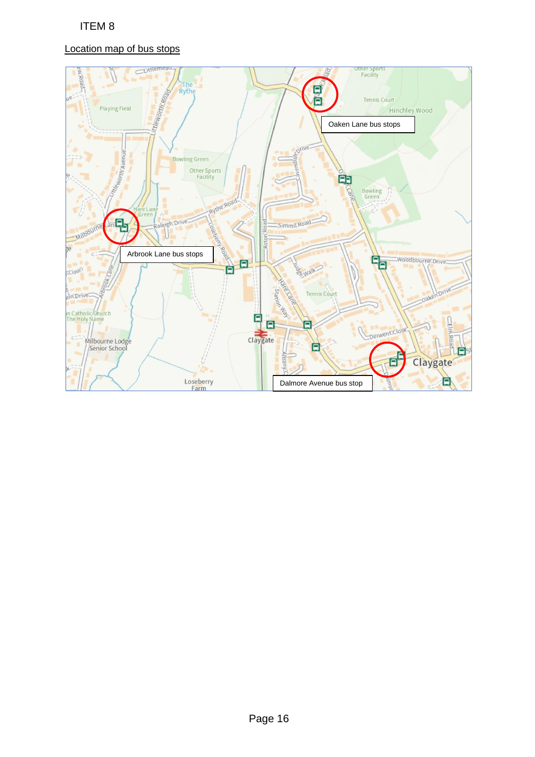ITEM 8

Location map of bus stops

Oaken Lane bus stops

Arbrook Lane bus stops

Dalmore Avenue bus stop